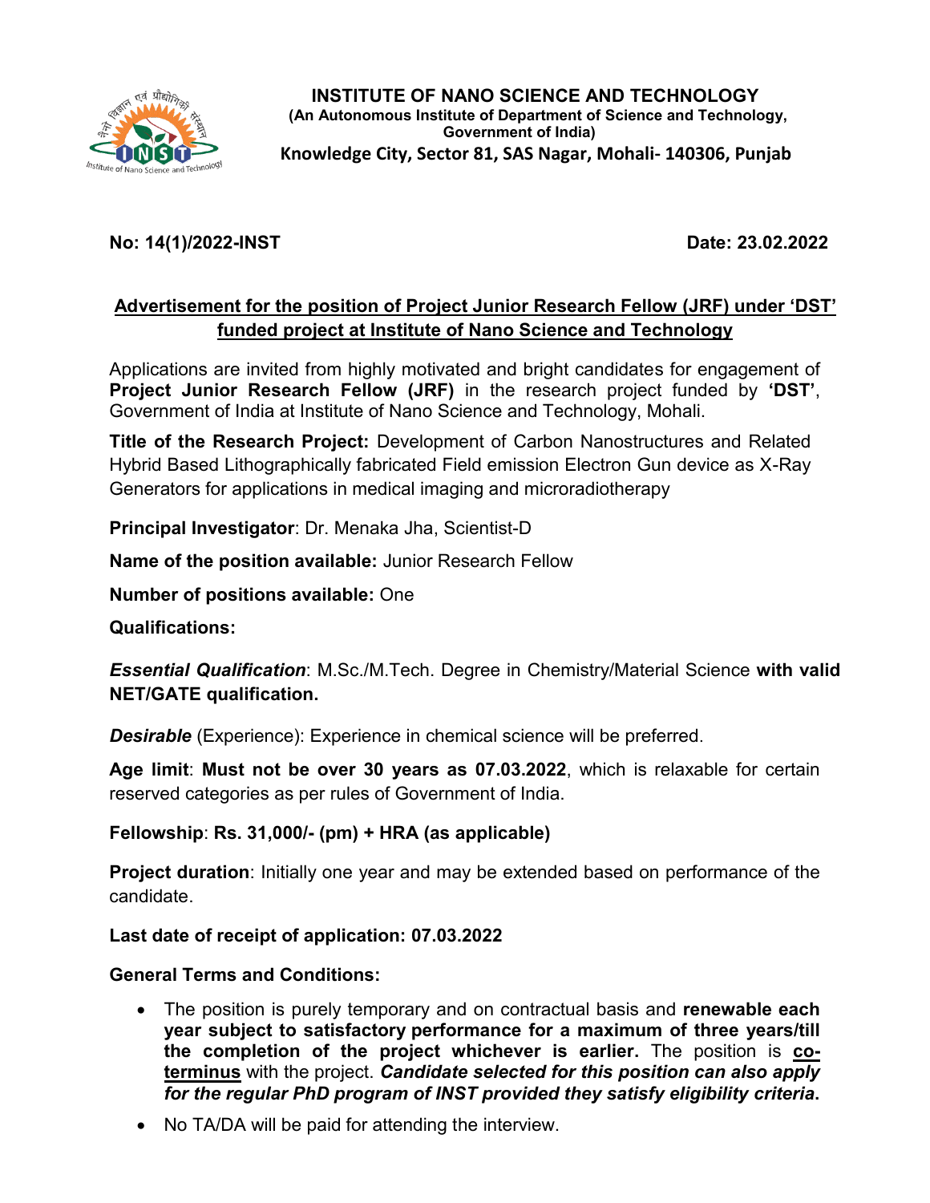# INSTITUTE OF NANO SCIENCE AND TECHNOLOGY

**(An Autonomous Institute of Department of Science and Technology, Government of India)**

**Knowledge City, Sector 81, SAS Nagar, Mohali- 140306, Punjab**

**No: 14(1)/2022-INST** **Date: 23.02.2022**

## Advertisement for the position of Project Junior Research Fellow (JRF) under 'DST' funded project at Institute of Nano Science and Technology

Applications are invited from highly motivated and bright candidates for engagement of **Project Junior Research Fellow (JRF)** in the research project funded by **'DST'**, Government of India at Institute of Nano Science and Technology, Mohali.

**Title of the Research Project:** Development of Carbon Nanostructures and Related Hybrid Based Lithographically fabricated Field emission Electron Gun device as X-Ray Generators for applications in medical imaging and microradiotherapy

**Principal Investigator**: Dr. Menaka Jha, Scientist-D

**Name of the position available:** Junior Research Fellow

**Number of positions available:** One

**Qualifications:**

***Essential Qualification***: M.Sc./M.Tech. Degree in Chemistry/Material Science **with valid NET/GATE qualification.**

***Desirable*** (Experience): Experience in chemical science will be preferred.

**Age limit**: **Must not be over 30 years as 07.03.2022**, which is relaxable for certain reserved categories as per rules of Government of India.

**Fellowship**: **Rs. 31,000/- (pm) + HRA (as applicable)**

**Project duration**: Initially one year and may be extended based on performance of the candidate.

**Last date of receipt of application: 07.03.2022**

**General Terms and Conditions:**

- The position is purely temporary and on contractual basis and **renewable each year subject to satisfactory performance for a maximum of three years/till the completion of the project whichever is earlier.** The position is **co-terminus** with the project. ***Candidate selected for this position can also apply for the regular PhD program of INST provided they satisfy eligibility criteria.***
- No TA/DA will be paid for attending the interview.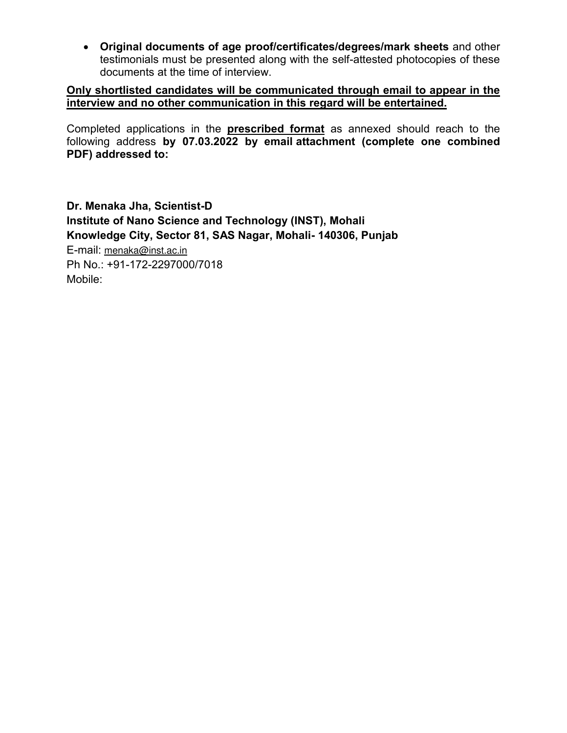- **Original documents of age proof/certificates/degrees/mark sheets** and other testimonials must be presented along with the self-attested photocopies of these documents at the time of interview.

**Only shortlisted candidates will be communicated through email to appear in the interview and no other communication in this regard will be entertained.**

Completed applications in the **prescribed format** as annexed should reach to the following address **by 07.03.2022 by email attachment (complete one combined PDF) addressed to:**

**Dr. Menaka Jha, Scientist-D**
**Institute of Nano Science and Technology (INST), Mohali**
**Knowledge City, Sector 81, SAS Nagar, Mohali- 140306, Punjab**
E-mail: menaka@inst.ac.in
Ph No.: +91-172-2297000/7018
Mobile: